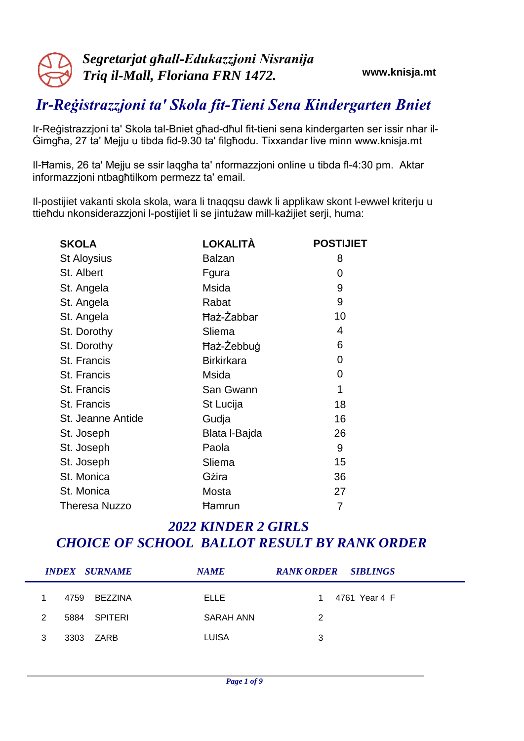*Segretarjat għall-Edukazzjoni Nisranija*
*Triq il-Mall, Floriana FRN 1472.*

**www.knisja.mt**

# *Ir-Reġistrazzjoni ta' Skola fit-Tieni Sena Kindergarten Bniet*

Ir-Reġistrazzjoni ta' Skola tal-Bniet għad-dħul fit-tieni sena kindergarten ser issir nhar il-Ġimgħa, 27 ta' Mejju u tibda fid-9.30 ta' filgħodu. Tixxandar live minn www.knisja.mt

Il-Ħamis, 26 ta' Mejju se ssir laqgħa ta' nformazzjoni online u tibda fl-4:30 pm. Aktar informazzjoni ntbagħtilkom permezz ta' email.

Il-postijiet vakanti skola skola, wara li tnaqqsu dawk li applikaw skont l-ewwel kriterju u ttieħdu nkonsiderazzjoni l-postijiet li se jintużaw mill-każijiet serji, huma:

| SKOLA | LOKALITÀ | POSTIJIET |
|---|---|---|
| St Aloysius | Balzan | 8 |
| St. Albert | Fgura | 0 |
| St. Angela | Msida | 9 |
| St. Angela | Rabat | 9 |
| St. Angela | Ħaż-Żabbar | 10 |
| St. Dorothy | Sliema | 4 |
| St. Dorothy | Ħaż-Żebbuġ | 6 |
| St. Francis | Birkirkara | 0 |
| St. Francis | Msida | 0 |
| St. Francis | San Gwann | 1 |
| St. Francis | St Lucija | 18 |
| St. Jeanne Antide | Gudja | 16 |
| St. Joseph | Blata l-Bajda | 26 |
| St. Joseph | Paola | 9 |
| St. Joseph | Sliema | 15 |
| St. Monica | Gżira | 36 |
| St. Monica | Mosta | 27 |
| Theresa Nuzzo | Ħamrun | 7 |

## *2022 KINDER 2 GIRLS*
## *CHOICE OF SCHOOL BALLOT RESULT BY RANK ORDER*

| | INDEX | SURNAME | NAME | RANK ORDER | SIBLINGS |
|---|---|---|---|---|---|
| 1 | 4759 | BEZZINA | ELLE | 1 | 4761 Year 4 F |
| 2 | 5884 | SPITERI | SARAH ANN | 2 | |
| 3 | 3303 | ZARB | LUISA | 3 | |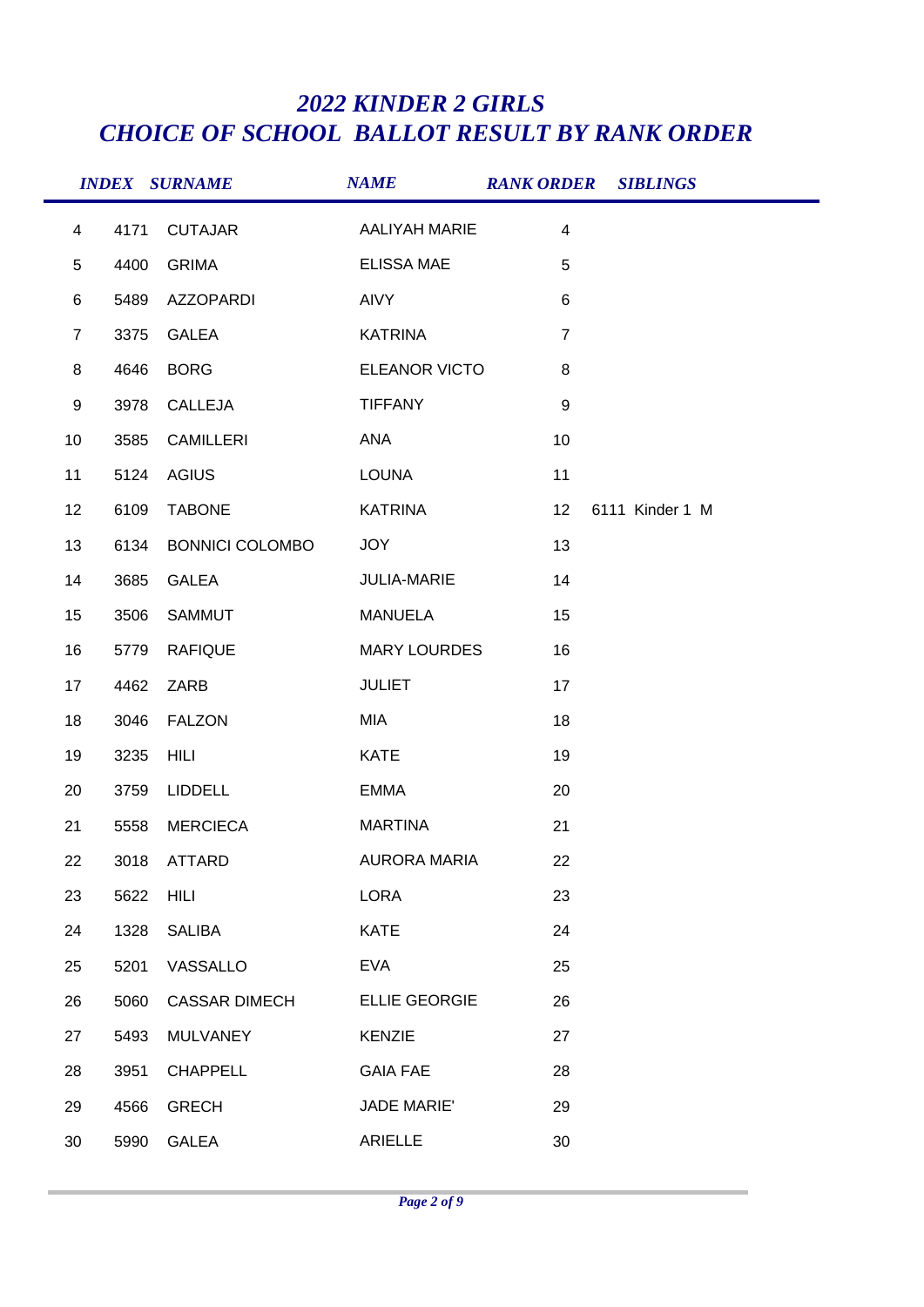# *2022 KINDER 2 GIRLS*
# *CHOICE OF SCHOOL BALLOT RESULT BY RANK ORDER*

|  | INDEX | SURNAME | NAME | RANK ORDER | SIBLINGS |
|---|---|---|---|---|---|
| 4 | 4171 | CUTAJAR | AALIYAH MARIE | 4 |  |
| 5 | 4400 | GRIMA | ELISSA MAE | 5 |  |
| 6 | 5489 | AZZOPARDI | AIVY | 6 |  |
| 7 | 3375 | GALEA | KATRINA | 7 |  |
| 8 | 4646 | BORG | ELEANOR VICTO | 8 |  |
| 9 | 3978 | CALLEJA | TIFFANY | 9 |  |
| 10 | 3585 | CAMILLERI | ANA | 10 |  |
| 11 | 5124 | AGIUS | LOUNA | 11 |  |
| 12 | 6109 | TABONE | KATRINA | 12 | 6111 Kinder 1 M |
| 13 | 6134 | BONNICI COLOMBO | JOY | 13 |  |
| 14 | 3685 | GALEA | JULIA-MARIE | 14 |  |
| 15 | 3506 | SAMMUT | MANUELA | 15 |  |
| 16 | 5779 | RAFIQUE | MARY LOURDES | 16 |  |
| 17 | 4462 | ZARB | JULIET | 17 |  |
| 18 | 3046 | FALZON | MIA | 18 |  |
| 19 | 3235 | HILI | KATE | 19 |  |
| 20 | 3759 | LIDDELL | EMMA | 20 |  |
| 21 | 5558 | MERCIECA | MARTINA | 21 |  |
| 22 | 3018 | ATTARD | AURORA MARIA | 22 |  |
| 23 | 5622 | HILI | LORA | 23 |  |
| 24 | 1328 | SALIBA | KATE | 24 |  |
| 25 | 5201 | VASSALLO | EVA | 25 |  |
| 26 | 5060 | CASSAR DIMECH | ELLIE GEORGIE | 26 |  |
| 27 | 5493 | MULVANEY | KENZIE | 27 |  |
| 28 | 3951 | CHAPPELL | GAIA FAE | 28 |  |
| 29 | 4566 | GRECH | JADE MARIE' | 29 |  |
| 30 | 5990 | GALEA | ARIELLE | 30 |  |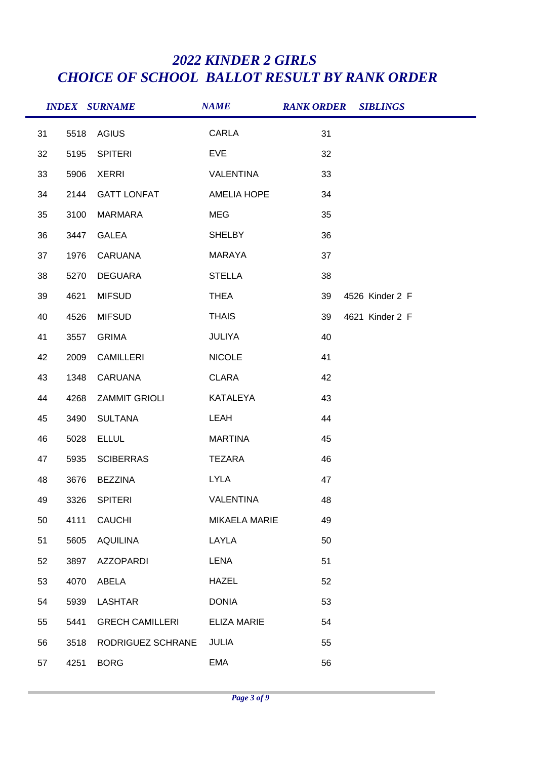# *2022 KINDER 2 GIRLS*
# *CHOICE OF SCHOOL BALLOT RESULT BY RANK ORDER*

| | INDEX | SURNAME | NAME | RANK ORDER | SIBLINGS |
|---|---|---|---|---|---|
| 31 | 5518 | AGIUS | CARLA | 31 | |
| 32 | 5195 | SPITERI | EVE | 32 | |
| 33 | 5906 | XERRI | VALENTINA | 33 | |
| 34 | 2144 | GATT LONFAT | AMELIA HOPE | 34 | |
| 35 | 3100 | MARMARA | MEG | 35 | |
| 36 | 3447 | GALEA | SHELBY | 36 | |
| 37 | 1976 | CARUANA | MARAYA | 37 | |
| 38 | 5270 | DEGUARA | STELLA | 38 | |
| 39 | 4621 | MIFSUD | THEA | 39 | 4526 Kinder 2 F |
| 40 | 4526 | MIFSUD | THAIS | 39 | 4621 Kinder 2 F |
| 41 | 3557 | GRIMA | JULIYA | 40 | |
| 42 | 2009 | CAMILLERI | NICOLE | 41 | |
| 43 | 1348 | CARUANA | CLARA | 42 | |
| 44 | 4268 | ZAMMIT GRIOLI | KATALEYA | 43 | |
| 45 | 3490 | SULTANA | LEAH | 44 | |
| 46 | 5028 | ELLUL | MARTINA | 45 | |
| 47 | 5935 | SCIBERRAS | TEZARA | 46 | |
| 48 | 3676 | BEZZINA | LYLA | 47 | |
| 49 | 3326 | SPITERI | VALENTINA | 48 | |
| 50 | 4111 | CAUCHI | MIKAELA MARIE | 49 | |
| 51 | 5605 | AQUILINA | LAYLA | 50 | |
| 52 | 3897 | AZZOPARDI | LENA | 51 | |
| 53 | 4070 | ABELA | HAZEL | 52 | |
| 54 | 5939 | LASHTAR | DONIA | 53 | |
| 55 | 5441 | GRECH CAMILLERI | ELIZA MARIE | 54 | |
| 56 | 3518 | RODRIGUEZ SCHRANE | JULIA | 55 | |
| 57 | 4251 | BORG | EMA | 56 | |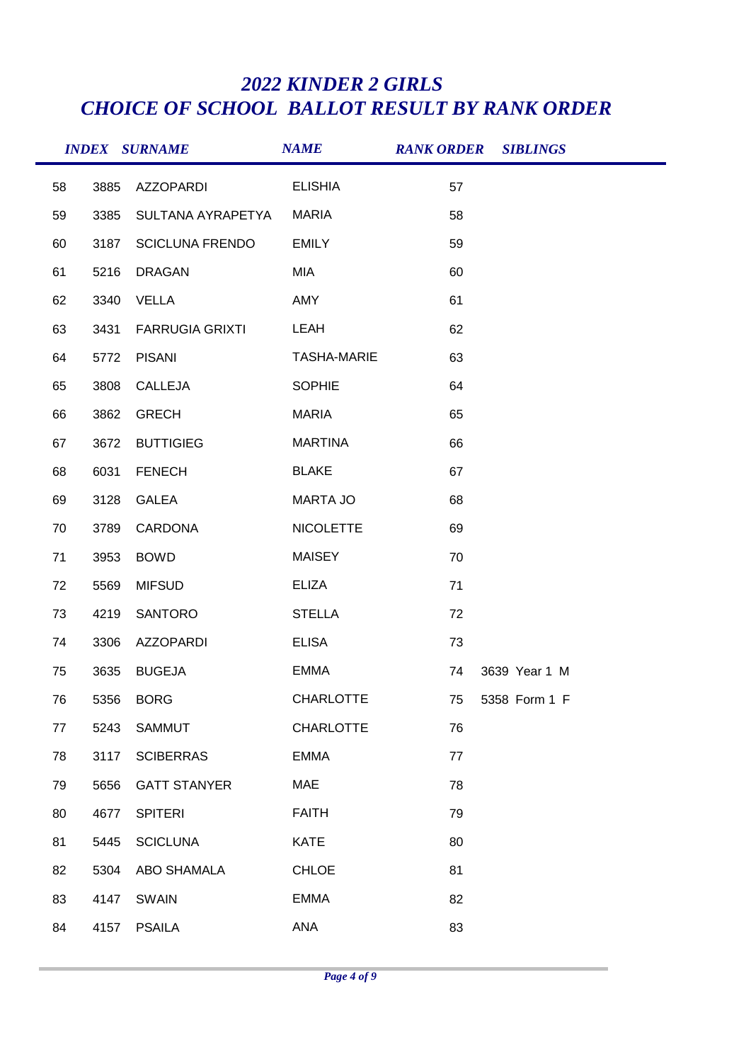# *2022 KINDER 2 GIRLS*
# *CHOICE OF SCHOOL BALLOT RESULT BY RANK ORDER*

| | INDEX | SURNAME | NAME | RANK ORDER | SIBLINGS |
|---|---|---|---|---|---|
| 58 | 3885 | AZZOPARDI | ELISHIA | 57 | |
| 59 | 3385 | SULTANA AYRAPETYA | MARIA | 58 | |
| 60 | 3187 | SCICLUNA FRENDO | EMILY | 59 | |
| 61 | 5216 | DRAGAN | MIA | 60 | |
| 62 | 3340 | VELLA | AMY | 61 | |
| 63 | 3431 | FARRUGIA GRIXTI | LEAH | 62 | |
| 64 | 5772 | PISANI | TASHA-MARIE | 63 | |
| 65 | 3808 | CALLEJA | SOPHIE | 64 | |
| 66 | 3862 | GRECH | MARIA | 65 | |
| 67 | 3672 | BUTTIGIEG | MARTINA | 66 | |
| 68 | 6031 | FENECH | BLAKE | 67 | |
| 69 | 3128 | GALEA | MARTA JO | 68 | |
| 70 | 3789 | CARDONA | NICOLETTE | 69 | |
| 71 | 3953 | BOWD | MAISEY | 70 | |
| 72 | 5569 | MIFSUD | ELIZA | 71 | |
| 73 | 4219 | SANTORO | STELLA | 72 | |
| 74 | 3306 | AZZOPARDI | ELISA | 73 | |
| 75 | 3635 | BUGEJA | EMMA | 74 | 3639 Year 1 M |
| 76 | 5356 | BORG | CHARLOTTE | 75 | 5358 Form 1 F |
| 77 | 5243 | SAMMUT | CHARLOTTE | 76 | |
| 78 | 3117 | SCIBERRAS | EMMA | 77 | |
| 79 | 5656 | GATT STANYER | MAE | 78 | |
| 80 | 4677 | SPITERI | FAITH | 79 | |
| 81 | 5445 | SCICLUNA | KATE | 80 | |
| 82 | 5304 | ABO SHAMALA | CHLOE | 81 | |
| 83 | 4147 | SWAIN | EMMA | 82 | |
| 84 | 4157 | PSAILA | ANA | 83 | |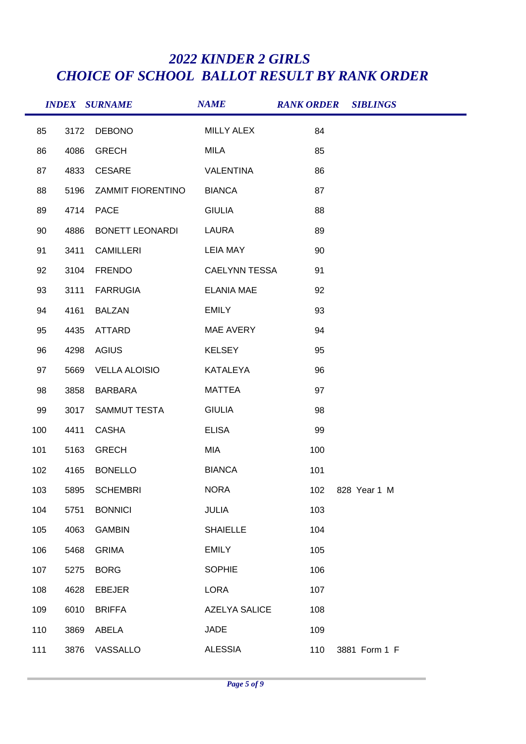# *2022 KINDER 2 GIRLS*
# *CHOICE OF SCHOOL BALLOT RESULT BY RANK ORDER*

| | INDEX | SURNAME | NAME | RANK ORDER | SIBLINGS |
|---|---|---|---|---|---|
| 85 | 3172 | DEBONO | MILLY ALEX | 84 | |
| 86 | 4086 | GRECH | MILA | 85 | |
| 87 | 4833 | CESARE | VALENTINA | 86 | |
| 88 | 5196 | ZAMMIT FIORENTINO | BIANCA | 87 | |
| 89 | 4714 | PACE | GIULIA | 88 | |
| 90 | 4886 | BONETT LEONARDI | LAURA | 89 | |
| 91 | 3411 | CAMILLERI | LEIA MAY | 90 | |
| 92 | 3104 | FRENDO | CAELYNN TESSA | 91 | |
| 93 | 3111 | FARRUGIA | ELANIA MAE | 92 | |
| 94 | 4161 | BALZAN | EMILY | 93 | |
| 95 | 4435 | ATTARD | MAE AVERY | 94 | |
| 96 | 4298 | AGIUS | KELSEY | 95 | |
| 97 | 5669 | VELLA ALOISIO | KATALEYA | 96 | |
| 98 | 3858 | BARBARA | MATTEA | 97 | |
| 99 | 3017 | SAMMUT TESTA | GIULIA | 98 | |
| 100 | 4411 | CASHA | ELISA | 99 | |
| 101 | 5163 | GRECH | MIA | 100 | |
| 102 | 4165 | BONELLO | BIANCA | 101 | |
| 103 | 5895 | SCHEMBRI | NORA | 102 | 828 Year 1 M |
| 104 | 5751 | BONNICI | JULIA | 103 | |
| 105 | 4063 | GAMBIN | SHAIELLE | 104 | |
| 106 | 5468 | GRIMA | EMILY | 105 | |
| 107 | 5275 | BORG | SOPHIE | 106 | |
| 108 | 4628 | EBEJER | LORA | 107 | |
| 109 | 6010 | BRIFFA | AZELYA SALICE | 108 | |
| 110 | 3869 | ABELA | JADE | 109 | |
| 111 | 3876 | VASSALLO | ALESSIA | 110 | 3881 Form 1 F |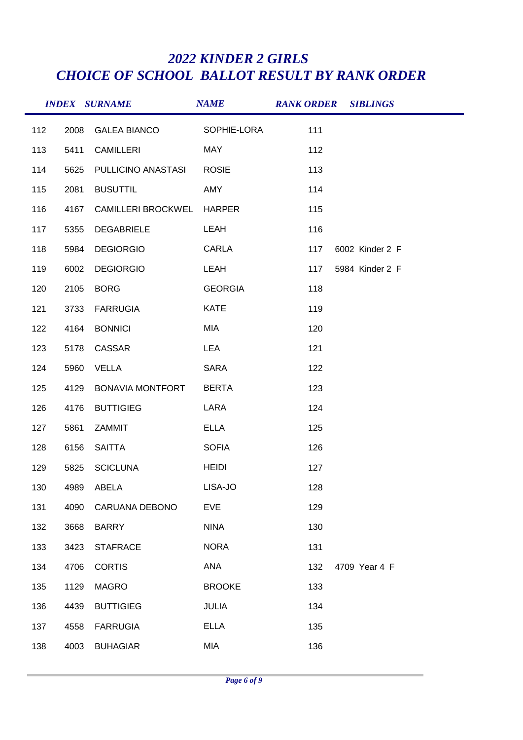# *2022 KINDER 2 GIRLS*
# *CHOICE OF SCHOOL BALLOT RESULT BY RANK ORDER*

| | INDEX | SURNAME | NAME | RANK ORDER | SIBLINGS |
|---|---|---|---|---|---|
| 112 | 2008 | GALEA BIANCO | SOPHIE-LORA | 111 | |
| 113 | 5411 | CAMILLERI | MAY | 112 | |
| 114 | 5625 | PULLICINO ANASTASI | ROSIE | 113 | |
| 115 | 2081 | BUSUTTIL | AMY | 114 | |
| 116 | 4167 | CAMILLERI BROCKWEL | HARPER | 115 | |
| 117 | 5355 | DEGABRIELE | LEAH | 116 | |
| 118 | 5984 | DEGIORGIO | CARLA | 117 | 6002 Kinder 2 F |
| 119 | 6002 | DEGIORGIO | LEAH | 117 | 5984 Kinder 2 F |
| 120 | 2105 | BORG | GEORGIA | 118 | |
| 121 | 3733 | FARRUGIA | KATE | 119 | |
| 122 | 4164 | BONNICI | MIA | 120 | |
| 123 | 5178 | CASSAR | LEA | 121 | |
| 124 | 5960 | VELLA | SARA | 122 | |
| 125 | 4129 | BONAVIA MONTFORT | BERTA | 123 | |
| 126 | 4176 | BUTTIGIEG | LARA | 124 | |
| 127 | 5861 | ZAMMIT | ELLA | 125 | |
| 128 | 6156 | SAITTA | SOFIA | 126 | |
| 129 | 5825 | SCICLUNA | HEIDI | 127 | |
| 130 | 4989 | ABELA | LISA-JO | 128 | |
| 131 | 4090 | CARUANA DEBONO | EVE | 129 | |
| 132 | 3668 | BARRY | NINA | 130 | |
| 133 | 3423 | STAFRACE | NORA | 131 | |
| 134 | 4706 | CORTIS | ANA | 132 | 4709 Year 4 F |
| 135 | 1129 | MAGRO | BROOKE | 133 | |
| 136 | 4439 | BUTTIGIEG | JULIA | 134 | |
| 137 | 4558 | FARRUGIA | ELLA | 135 | |
| 138 | 4003 | BUHAGIAR | MIA | 136 | |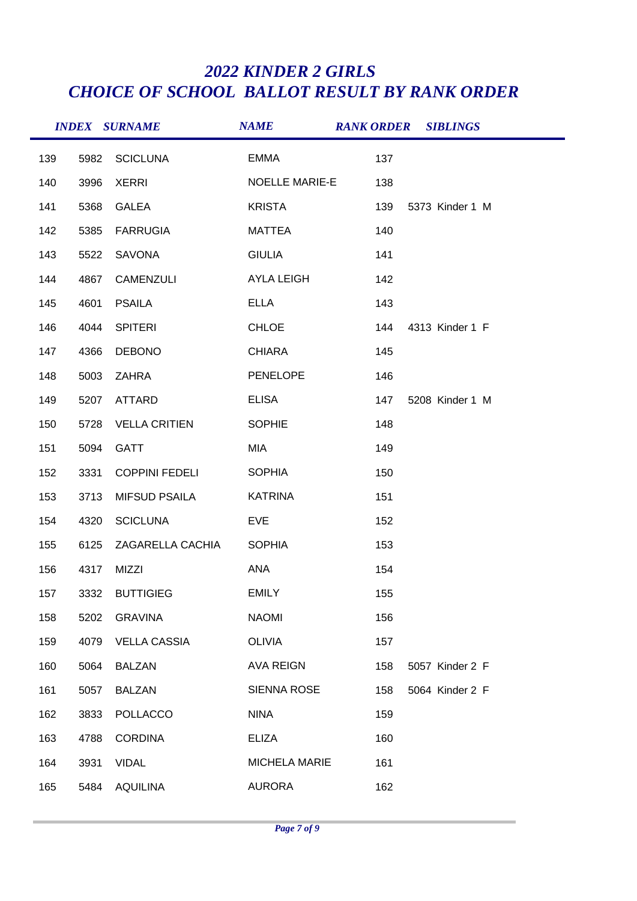# *2022 KINDER 2 GIRLS*
# *CHOICE OF SCHOOL BALLOT RESULT BY RANK ORDER*

| | INDEX | SURNAME | NAME | RANK ORDER | SIBLINGS |
|---|---|---|---|---|---|
| 139 | 5982 | SCICLUNA | EMMA | 137 | |
| 140 | 3996 | XERRI | NOELLE MARIE-E | 138 | |
| 141 | 5368 | GALEA | KRISTA | 139 | 5373 Kinder 1 M |
| 142 | 5385 | FARRUGIA | MATTEA | 140 | |
| 143 | 5522 | SAVONA | GIULIA | 141 | |
| 144 | 4867 | CAMENZULI | AYLA LEIGH | 142 | |
| 145 | 4601 | PSAILA | ELLA | 143 | |
| 146 | 4044 | SPITERI | CHLOE | 144 | 4313 Kinder 1 F |
| 147 | 4366 | DEBONO | CHIARA | 145 | |
| 148 | 5003 | ZAHRA | PENELOPE | 146 | |
| 149 | 5207 | ATTARD | ELISA | 147 | 5208 Kinder 1 M |
| 150 | 5728 | VELLA CRITIEN | SOPHIE | 148 | |
| 151 | 5094 | GATT | MIA | 149 | |
| 152 | 3331 | COPPINI FEDELI | SOPHIA | 150 | |
| 153 | 3713 | MIFSUD PSAILA | KATRINA | 151 | |
| 154 | 4320 | SCICLUNA | EVE | 152 | |
| 155 | 6125 | ZAGARELLA CACHIA | SOPHIA | 153 | |
| 156 | 4317 | MIZZI | ANA | 154 | |
| 157 | 3332 | BUTTIGIEG | EMILY | 155 | |
| 158 | 5202 | GRAVINA | NAOMI | 156 | |
| 159 | 4079 | VELLA CASSIA | OLIVIA | 157 | |
| 160 | 5064 | BALZAN | AVA REIGN | 158 | 5057 Kinder 2 F |
| 161 | 5057 | BALZAN | SIENNA ROSE | 158 | 5064 Kinder 2 F |
| 162 | 3833 | POLLACCO | NINA | 159 | |
| 163 | 4788 | CORDINA | ELIZA | 160 | |
| 164 | 3931 | VIDAL | MICHELA MARIE | 161 | |
| 165 | 5484 | AQUILINA | AURORA | 162 | |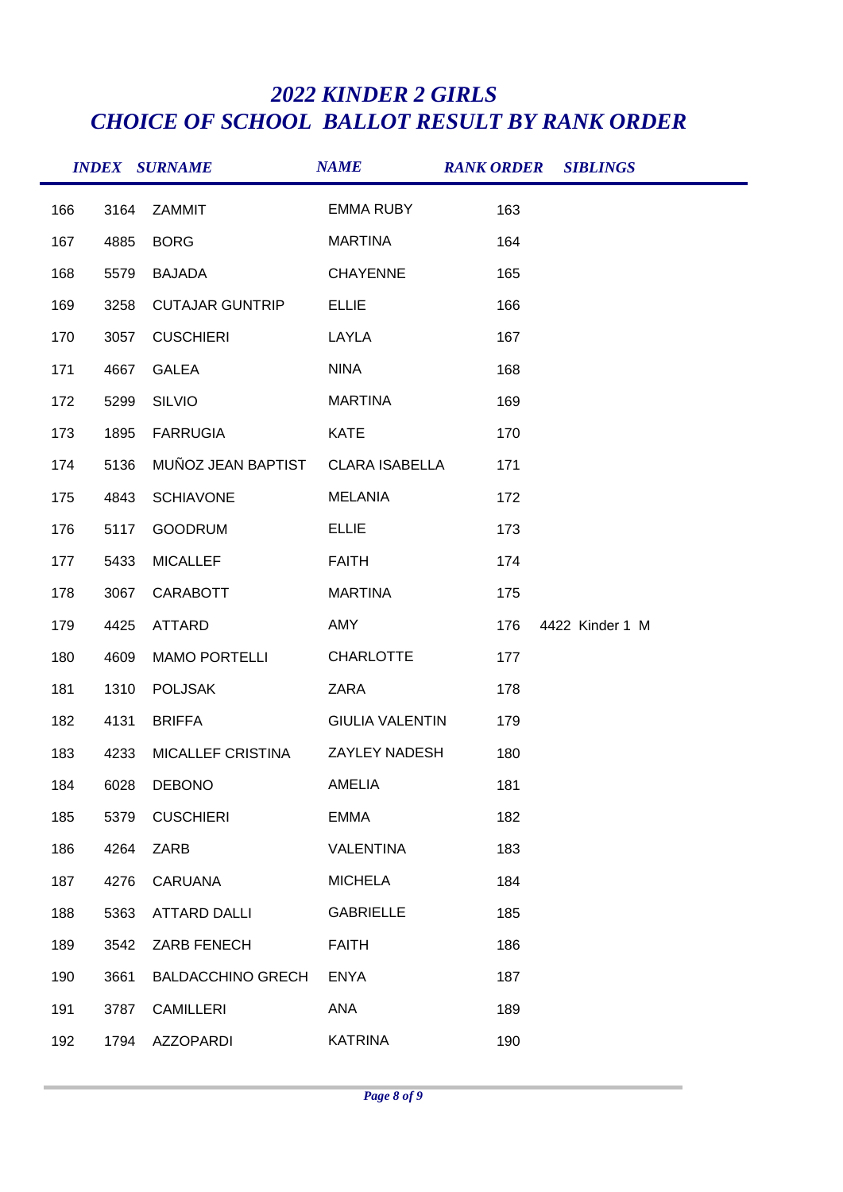# *2022 KINDER 2 GIRLS*
# *CHOICE OF SCHOOL BALLOT RESULT BY RANK ORDER*

| | INDEX | SURNAME | NAME | RANK ORDER | SIBLINGS |
|---|---|---|---|---|---|
| 166 | 3164 | ZAMMIT | EMMA RUBY | 163 | |
| 167 | 4885 | BORG | MARTINA | 164 | |
| 168 | 5579 | BAJADA | CHAYENNE | 165 | |
| 169 | 3258 | CUTAJAR GUNTRIP | ELLIE | 166 | |
| 170 | 3057 | CUSCHIERI | LAYLA | 167 | |
| 171 | 4667 | GALEA | NINA | 168 | |
| 172 | 5299 | SILVIO | MARTINA | 169 | |
| 173 | 1895 | FARRUGIA | KATE | 170 | |
| 174 | 5136 | MUÑOZ JEAN BAPTIST | CLARA ISABELLA | 171 | |
| 175 | 4843 | SCHIAVONE | MELANIA | 172 | |
| 176 | 5117 | GOODRUM | ELLIE | 173 | |
| 177 | 5433 | MICALLEF | FAITH | 174 | |
| 178 | 3067 | CARABOTT | MARTINA | 175 | |
| 179 | 4425 | ATTARD | AMY | 176 | 4422 Kinder 1 M |
| 180 | 4609 | MAMO PORTELLI | CHARLOTTE | 177 | |
| 181 | 1310 | POLJSAK | ZARA | 178 | |
| 182 | 4131 | BRIFFA | GIULIA VALENTIN | 179 | |
| 183 | 4233 | MICALLEF CRISTINA | ZAYLEY NADESH | 180 | |
| 184 | 6028 | DEBONO | AMELIA | 181 | |
| 185 | 5379 | CUSCHIERI | EMMA | 182 | |
| 186 | 4264 | ZARB | VALENTINA | 183 | |
| 187 | 4276 | CARUANA | MICHELA | 184 | |
| 188 | 5363 | ATTARD DALLI | GABRIELLE | 185 | |
| 189 | 3542 | ZARB FENECH | FAITH | 186 | |
| 190 | 3661 | BALDACCHINO GRECH | ENYA | 187 | |
| 191 | 3787 | CAMILLERI | ANA | 189 | |
| 192 | 1794 | AZZOPARDI | KATRINA | 190 | |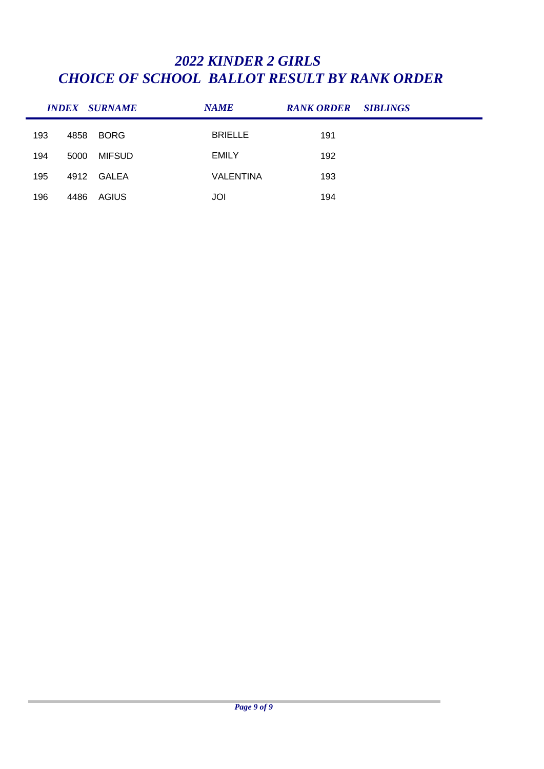# *2022 KINDER 2 GIRLS*
# *CHOICE OF SCHOOL BALLOT RESULT BY RANK ORDER*

| | INDEX | SURNAME | NAME | RANK ORDER | SIBLINGS |
|---|---|---|---|---|---|
| 193 | 4858 | BORG | BRIELLE | 191 | |
| 194 | 5000 | MIFSUD | EMILY | 192 | |
| 195 | 4912 | GALEA | VALENTINA | 193 | |
| 196 | 4486 | AGIUS | JOI | 194 | |